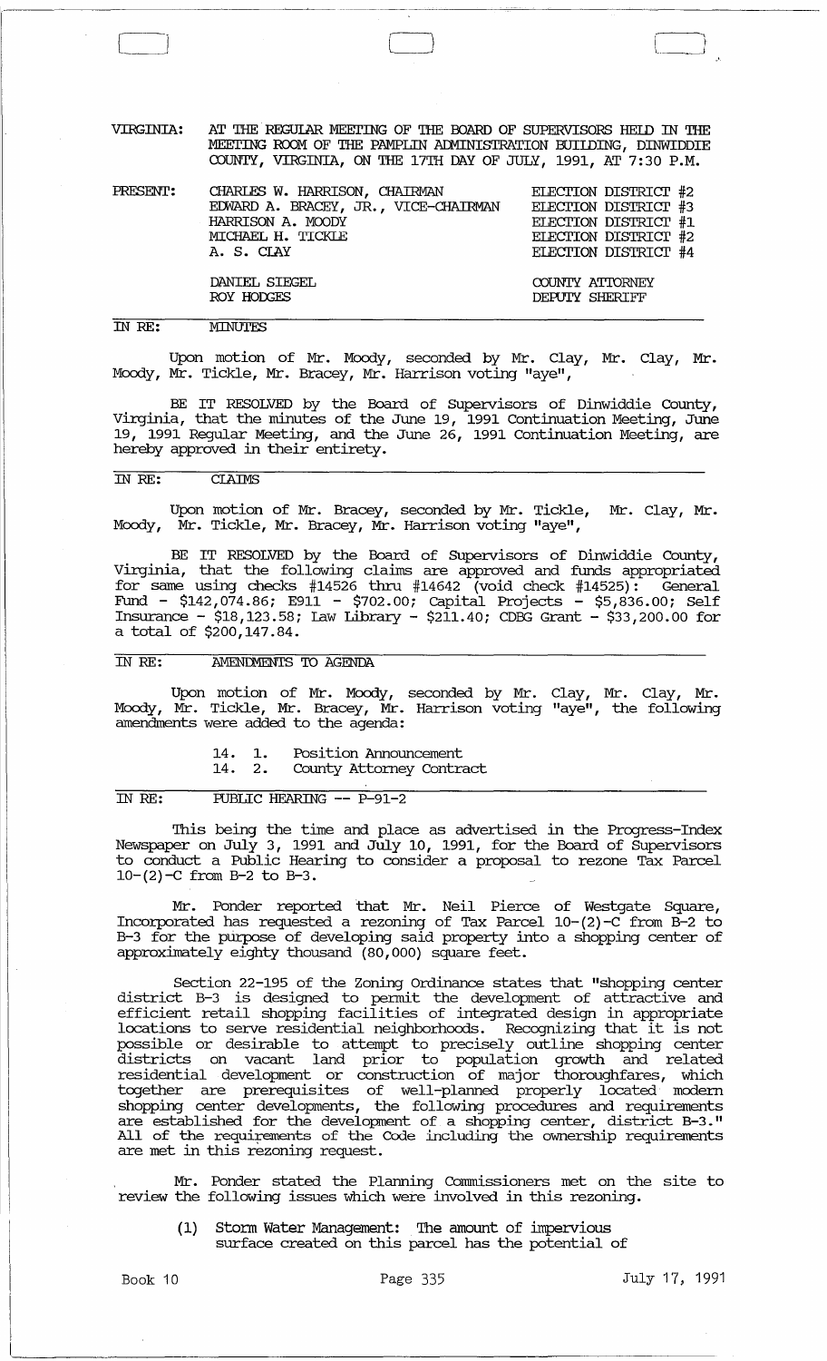VIRGINIA: AT THE REGULAR MEETING OF THE BOARD OF SUPERVISORS HELD IN THE MEETING ROOM OF THE PAMPLIN ADMINISTRATION BUILDING, DINWIDDIE COUNTY, VIRGINIA, ON THE 17TH DAY OF JULY, 1991, AT 7:30 P.M.

| PRESENT: | | |
|---|---|---|
| | CHARLES W. HARRISON, CHAIRMAN | ELECTION DISTRICT #2 |
| | EDWARD A. BRACEY, JR., VICE-CHAIRMAN | ELECTION DISTRICT #3 |
| | HARRISON A. MOODY | ELECTION DISTRICT #1 |
| | MICHAEL H. TICKLE | ELECTION DISTRICT #2 |
| | A. S. CLAY | ELECTION DISTRICT #4 |
| | DANIEL SIEGEL | COUNTY ATTORNEY |
| | ROY HODGES | DEPUTY SHERIFF |

IN RE: MINUTES

Upon motion of Mr. Moody, seconded by Mr. Clay, Mr. Clay, Mr. Moody, Mr. Tickle, Mr. Bracey, Mr. Harrison voting "aye",

BE IT RESOLVED by the Board of Supervisors of Dinwiddie County, Virginia, that the minutes of the June 19, 1991 Continuation Meeting, June 19, 1991 Regular Meeting, and the June 26, 1991 Continuation Meeting, are hereby approved in their entirety.

IN RE: CLAIMS

Upon motion of Mr. Bracey, seconded by Mr. Tickle, Mr. Clay, Mr. Moody, Mr. Tickle, Mr. Bracey, Mr. Harrison voting "aye",

BE IT RESOLVED by the Board of Supervisors of Dinwiddie County, Virginia, that the following claims are approved and funds appropriated for same using checks #14526 thru #14642 (void check #14525): General Fund - $142,074.86; E911 - $702.00; Capital Projects - $5,836.00; Self Insurance - $18,123.58; Law Library - $211.40; CDBG Grant - $33,200.00 for a total of $200,147.84.

IN RE: AMENDMENTS TO AGENDA

Upon motion of Mr. Moody, seconded by Mr. Clay, Mr. Clay, Mr. Moody, Mr. Tickle, Mr. Bracey, Mr. Harrison voting "aye", the following amendments were added to the agenda:

14\. 1. Position Announcement
14\. 2. County Attorney Contract

IN RE: PUBLIC HEARING -- P-91-2

This being the time and place as advertised in the Progress-Index Newspaper on July 3, 1991 and July 10, 1991, for the Board of Supervisors to conduct a Public Hearing to consider a proposal to rezone Tax Parcel 10-(2)-C from B-2 to B-3.

Mr. Ponder reported that Mr. Neil Pierce of Westgate Square, Incorporated has requested a rezoning of Tax Parcel 10-(2)-C from B-2 to B-3 for the purpose of developing said property into a shopping center of approximately eighty thousand (80,000) square feet.

Section 22-195 of the Zoning Ordinance states that "shopping center district B-3 is designed to permit the development of attractive and efficient retail shopping facilities of integrated design in appropriate locations to serve residential neighborhoods. Recognizing that it is not possible or desirable to attempt to precisely outline shopping center districts on vacant land prior to population growth and related residential development or construction of major thoroughfares, which together are prerequisites of well-planned properly located modern shopping center developments, the following procedures and requirements are established for the development of a shopping center, district B-3." All of the requirements of the Code including the ownership requirements are met in this rezoning request.

Mr. Ponder stated the Planning Commissioners met on the site to review the following issues which were involved in this rezoning.

(1) Storm Water Management: The amount of impervious surface created on this parcel has the potential of

Book 10 Page 335 July 17, 1991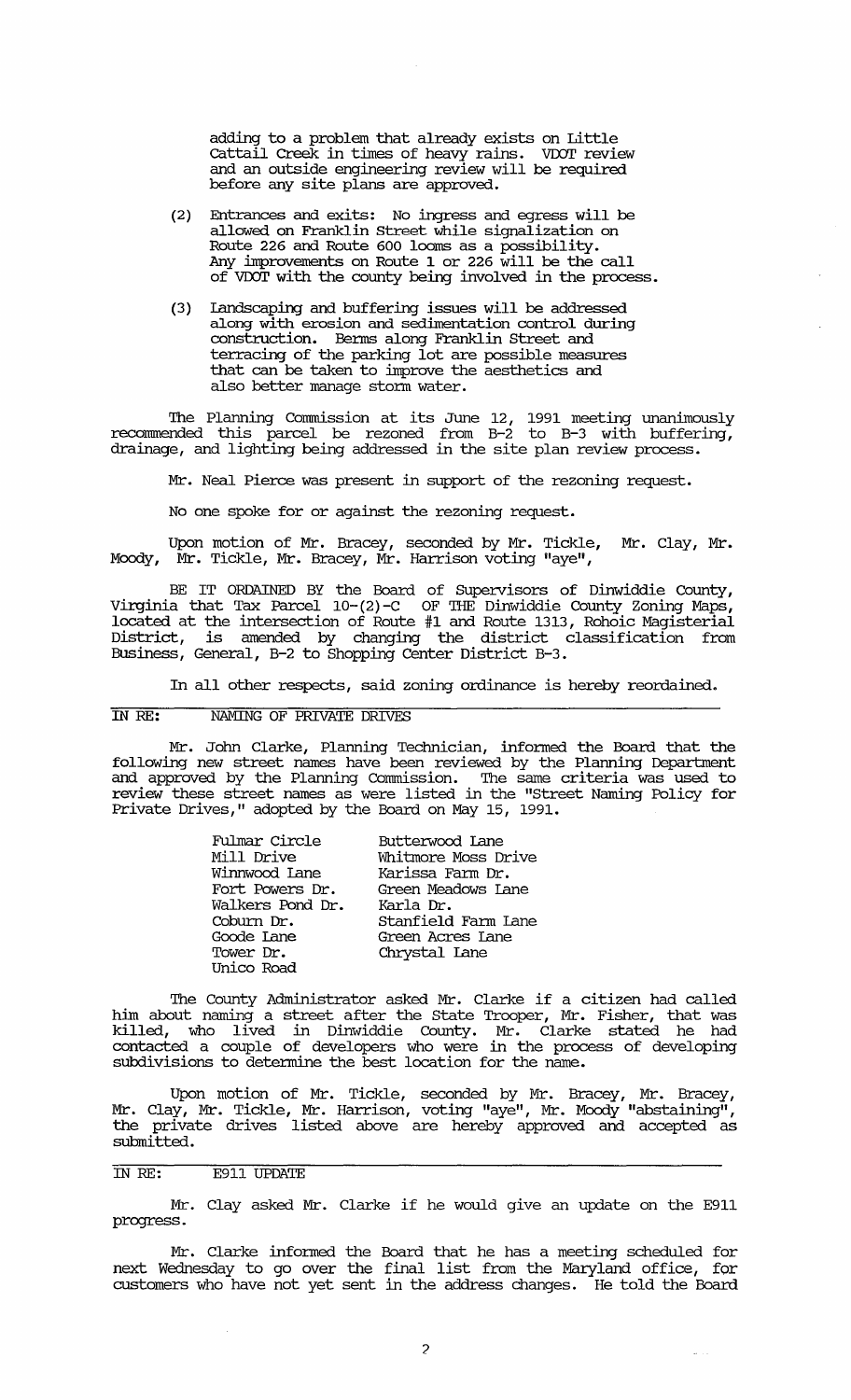adding to a problem that already exists on Little Cattail Creek in times of heavy rains. VDOT review and an outside engineering review will be required before any site plans are approved.

(2) Entrances and exits: No ingress and egress will be allowed on Franklin Street while signalization on Route 226 and Route 600 looms as a possibility. Any improvements on Route 1 or 226 will be the call of VDOT with the county being involved in the process.

(3) Landscaping and buffering issues will be addressed along with erosion and sedimentation control during construction. Berms along Franklin Street and terracing of the parking lot are possible measures that can be taken to improve the aesthetics and also better manage storm water.

The Planning Commission at its June 12, 1991 meeting unanimously recommended this parcel be rezoned from B-2 to B-3 with buffering, drainage, and lighting being addressed in the site plan review process.

Mr. Neal Pierce was present in support of the rezoning request.

No one spoke for or against the rezoning request.

Upon motion of Mr. Bracey, seconded by Mr. Tickle, Mr. Clay, Mr. Moody, Mr. Tickle, Mr. Bracey, Mr. Harrison voting "aye",

BE IT ORDAINED BY the Board of Supervisors of Dinwiddie County, Virginia that Tax Parcel 10-(2)-C OF THE Dinwiddie County Zoning Maps, located at the intersection of Route #1 and Route 1313, Rohoic Magisterial District, is amended by changing the district classification from Business, General, B-2 to Shopping Center District B-3.

In all other respects, said zoning ordinance is hereby reordained.

## IN RE: NAMING OF PRIVATE DRIVES

Mr. John Clarke, Planning Technician, informed the Board that the following new street names have been reviewed by the Planning Department and approved by the Planning Commission. The same criteria was used to review these street names as were listed in the "Street Naming Policy for Private Drives," adopted by the Board on May 15, 1991.

| | |
|---|---|
| Fulmar Circle | Butterwood Lane |
| Mill Drive | Whitmore Moss Drive |
| Winnwood Lane | Karissa Farm Dr. |
| Fort Powers Dr. | Green Meadows Lane |
| Walkers Pond Dr. | Karla Dr. |
| Coburn Dr. | Stanfield Farm Lane |
| Goode Lane | Green Acres Lane |
| Tower Dr. | Chrystal Lane |
| Unico Road | |

The County Administrator asked Mr. Clarke if a citizen had called him about naming a street after the State Trooper, Mr. Fisher, that was killed, who lived in Dinwiddie County. Mr. Clarke stated he had contacted a couple of developers who were in the process of developing subdivisions to determine the best location for the name.

Upon motion of Mr. Tickle, seconded by Mr. Bracey, Mr. Bracey, Mr. Clay, Mr. Tickle, Mr. Harrison, voting "aye", Mr. Moody "abstaining", the private drives listed above are hereby approved and accepted as submitted.

## IN RE: E911 UPDATE

Mr. Clay asked Mr. Clarke if he would give an update on the E911 progress.

Mr. Clarke informed the Board that he has a meeting scheduled for next Wednesday to go over the final list from the Maryland office, for customers who have not yet sent in the address changes. He told the Board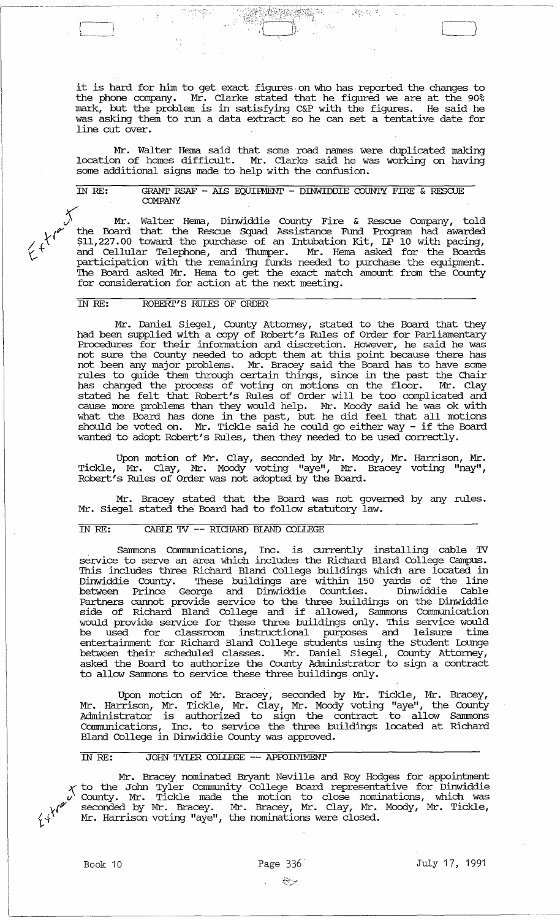it is hard for him to get exact figures on who has reported the changes to the phone company. Mr. Clarke stated that he figured we are at the 90% mark, but the problem is in satisfying C&P with the figures. He said he was asking them to run a data extract so he can set a tentative date for line cut over.

Mr. Walter Hema said that some road names were duplicated making location of homes difficult. Mr. Clarke said he was working on having some additional signs made to help with the confusion.

IN RE: GRANT RSAF - ALS EQUIPMENT - DINWIDDIE COUNTY FIRE & RESCUE COMPANY

Mr. Walter Hema, Dinwiddie County Fire & Rescue Company, told the Board that the Rescue Squad Assistance Fund Program had awarded $11,227.00 toward the purchase of an Intubation Kit, LP 10 with pacing, and Cellular Telephone, and Thumper. Mr. Hema asked for the Boards participation with the remaining funds needed to purchase the equipment. The Board asked Mr. Hema to get the exact match amount from the County for consideration for action at the next meeting.

IN RE: ROBERT'S RULES OF ORDER

Mr. Daniel Siegel, County Attorney, stated to the Board that they had been supplied with a copy of Robert's Rules of Order for Parliamentary Procedures for their information and discretion. However, he said he was not sure the County needed to adopt them at this point because there has not been any major problems. Mr. Bracey said the Board has to have some rules to guide them through certain things, since in the past the Chair has changed the process of voting on motions on the floor. Mr. Clay stated he felt that Robert's Rules of Order will be too complicated and cause more problems than they would help. Mr. Moody said he was ok with what the Board has done in the past, but he did feel that all motions should be voted on. Mr. Tickle said he could go either way - if the Board wanted to adopt Robert's Rules, then they needed to be used correctly.

Upon motion of Mr. Clay, seconded by Mr. Moody, Mr. Harrison, Mr. Tickle, Mr. Clay, Mr. Moody voting "aye", Mr. Bracey voting "nay", Robert's Rules of Order was not adopted by the Board.

Mr. Bracey stated that the Board was not governed by any rules. Mr. Siegel stated the Board had to follow statutory law.

IN RE: CABLE TV -- RICHARD BLAND COLLEGE

Sammons Communications, Inc. is currently installing cable TV service to serve an area which includes the Richard Bland College Campus. This includes three Richard Bland College buildings which are located in Dinwiddie County. These buildings are within 150 yards of the line between Prince George and Dinwiddie Counties. Dinwiddie Cable Partners cannot provide service to the three buildings on the Dinwiddie side of Richard Bland College and if allowed, Sammons Communication would provide service for these three buildings only. This service would be used for classroom instructional purposes and leisure time entertainment for Richard Bland College students using the Student Lounge between their scheduled classes. Mr. Daniel Siegel, County Attorney, asked the Board to authorize the County Administrator to sign a contract to allow Sammons to service these three buildings only.

Upon motion of Mr. Bracey, seconded by Mr. Tickle, Mr. Bracey, Mr. Harrison, Mr. Tickle, Mr. Clay, Mr. Moody voting "aye", the County Administrator is authorized to sign the contract to allow Sammons Communications, Inc. to service the three buildings located at Richard Bland College in Dinwiddie County was approved.

IN RE: JOHN TYLER COLLEGE -- APPOINTMENT

Mr. Bracey nominated Bryant Neville and Roy Hodges for appointment to the John Tyler Community College Board representative for Dinwiddie County. Mr. Tickle made the motion to close nominations, which was seconded by Mr. Bracey. Mr. Bracey, Mr. Clay, Mr. Moody, Mr. Tickle, Mr. Harrison voting "aye", the nominations were closed.

Book 10 | Page 336 | July 17, 1991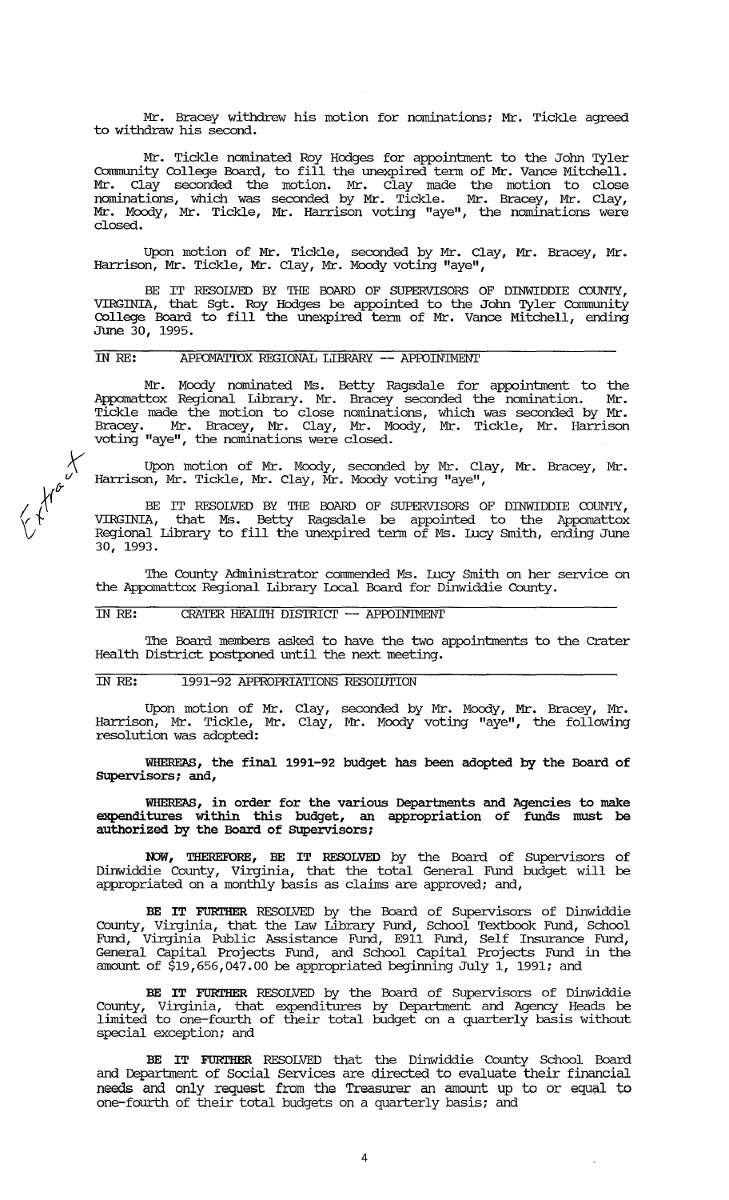Mr. Bracey withdrew his motion for nominations; Mr. Tickle agreed to withdraw his second.

Mr. Tickle nominated Roy Hodges for appointment to the John Tyler Community College Board, to fill the unexpired term of Mr. Vance Mitchell. Mr. Clay seconded the motion. Mr. Clay made the motion to close nominations, which was seconded by Mr. Tickle. Mr. Bracey, Mr. Clay, Mr. Moody, Mr. Tickle, Mr. Harrison voting "aye", the nominations were closed.

Upon motion of Mr. Tickle, seconded by Mr. Clay, Mr. Bracey, Mr. Harrison, Mr. Tickle, Mr. Clay, Mr. Moody voting "aye",

BE IT RESOLVED BY THE BOARD OF SUPERVISORS OF DINWIDDIE COUNTY, VIRGINIA, that Sgt. Roy Hodges be appointed to the John Tyler Community College Board to fill the unexpired term of Mr. Vance Mitchell, ending June 30, 1995.

## IN RE: APPOMATTOX REGIONAL LIBRARY -- APPOINTMENT

Mr. Moody nominated Ms. Betty Ragsdale for appointment to the Appomattox Regional Library. Mr. Bracey seconded the nomination. Mr. Tickle made the motion to close nominations, which was seconded by Mr. Bracey. Mr. Bracey, Mr. Clay, Mr. Moody, Mr. Tickle, Mr. Harrison voting "aye", the nominations were closed.

Upon motion of Mr. Moody, seconded by Mr. Clay, Mr. Bracey, Mr. Harrison, Mr. Tickle, Mr. Clay, Mr. Moody voting "aye",

BE IT RESOLVED BY THE BOARD OF SUPERVISORS OF DINWIDDIE COUNTY, VIRGINIA, that Ms. Betty Ragsdale be appointed to the Appomattox Regional Library to fill the unexpired term of Ms. Lucy Smith, ending June 30, 1993.

The County Administrator commended Ms. Lucy Smith on her service on the Appomattox Regional Library Local Board for Dinwiddie County.

## IN RE: CRATER HEALTH DISTRICT -- APPOINTMENT

The Board members asked to have the two appointments to the Crater Health District postponed until the next meeting.

## IN RE: 1991-92 APPROPRIATIONS RESOLUTION

Upon motion of Mr. Clay, seconded by Mr. Moody, Mr. Bracey, Mr. Harrison, Mr. Tickle, Mr. Clay, Mr. Moody voting "aye", the following resolution was adopted:

**WHEREAS, the final 1991-92 budget has been adopted by the Board of Supervisors; and,**

**WHEREAS, in order for the various Departments and Agencies to make expenditures within this budget, an appropriation of funds must be authorized by the Board of Supervisors;**

**NOW, THEREFORE, BE IT RESOLVED** by the Board of Supervisors of Dinwiddie County, Virginia, that the total General Fund budget will be appropriated on a monthly basis as claims are approved; and,

**BE IT FURTHER** RESOLVED by the Board of Supervisors of Dinwiddie County, Virginia, that the Law Library Fund, School Textbook Fund, School Fund, Virginia Public Assistance Fund, E911 Fund, Self Insurance Fund, General Capital Projects Fund, and School Capital Projects Fund in the amount of $19,656,047.00 be appropriated beginning July 1, 1991; and

**BE IT FURTHER** RESOLVED by the Board of Supervisors of Dinwiddie County, Virginia, that expenditures by Department and Agency Heads be limited to one-fourth of their total budget on a quarterly basis without special exception; and

**BE IT FURTHER** RESOLVED that the Dinwiddie County School Board and Department of Social Services are directed to evaluate their financial needs and only request from the Treasurer an amount up to or equal to one-fourth of their total budgets on a quarterly basis; and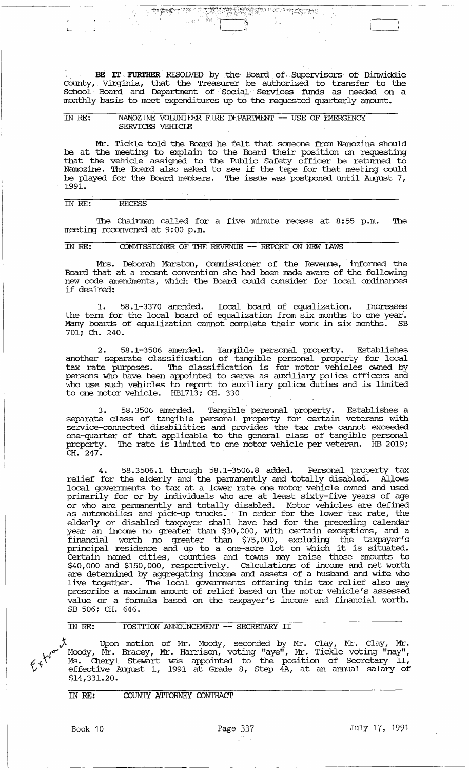**BE IT FURTHER** RESOLVED by the Board of Supervisors of Dinwiddie County, Virginia, that the Treasurer be authorized to transfer to the School Board and Department of Social Services funds as needed on a monthly basis to meet expenditures up to the requested quarterly amount.

IN RE: NAMOZINE VOLUNTEER FIRE DEPARTMENT -- USE OF EMERGENCY SERVICES VEHICLE

Mr. Tickle told the Board he felt that someone from Namozine should be at the meeting to explain to the Board their position on requesting that the vehicle assigned to the Public Safety officer be returned to Namozine. The Board also asked to see if the tape for that meeting could be played for the Board members. The issue was postponed until August 7, 1991.

IN RE: RECESS

The Chairman called for a five minute recess at 8:55 p.m. The meeting reconvened at 9:00 p.m.

IN RE: COMMISSIONER OF THE REVENUE -- REPORT ON NEW LAWS

Mrs. Deborah Marston, Commissioner of the Revenue, informed the Board that at a recent convention she had been made aware of the following new code amendments, which the Board could consider for local ordinances if desired:

1. 58.1-3370 amended. Local board of equalization. Increases the term for the local board of equalization from six months to one year. Many boards of equalization cannot complete their work in six months. SB 701; Ch. 240.

2. 58.1-3506 amended. Tangible personal property. Establishes another separate classification of tangible personal property for local tax rate purposes. The classification is for motor vehicles owned by persons who have been appointed to serve as auxiliary police officers and who use such vehicles to report to auxiliary police duties and is limited to one motor vehicle. HB1713; CH. 330

3. 58.3506 amended. Tangible personal property. Establishes a separate class of tangible personal property for certain veterans with service-connected disabilities and provides the tax rate cannot exceeded one-quarter of that applicable to the general class of tangible personal property. The rate is limited to one motor vehicle per veteran. HB 2019; CH. 247.

4. 58.3506.1 through 58.1-3506.8 added. Personal property tax relief for the elderly and the permanently and totally disabled. Allows local governments to tax at a lower rate one motor vehicle owned and used primarily for or by individuals who are at least sixty-five years of age or who are permanently and totally disabled. Motor vehicles are defined as automobiles and pick-up trucks. In order for the lower tax rate, the elderly or disabled taxpayer shall have had for the preceding calendar year an income no greater than $30,000, with certain exceptions, and a financial worth no greater than $75,000, excluding the taxpayer's principal residence and up to a one-acre lot on which it is situated. Certain named cities, counties and towns may raise those amounts to $40,000 and $150,000, respectively. Calculations of income and net worth are determined by aggregating income and assets of a husband and wife who live together. The local governments offering this tax relief also may prescribe a maximum amount of relief based on the motor vehicle's assessed value or a formula based on the taxpayer's income and financial worth. SB 506; CH. 646.

IN RE: POSITION ANNOUNCEMENT -- SECRETARY II

Upon motion of Mr. Moody, seconded by Mr. Clay, Mr. Clay, Mr. Moody, Mr. Bracey, Mr. Harrison, voting "aye", Mr. Tickle voting "nay", Ms. Cheryl Stewart was appointed to the position of Secretary II, effective August 1, 1991 at Grade 8, Step 4A, at an annual salary of $14,331.20.

IN RE: COUNTY ATTORNEY CONTRACT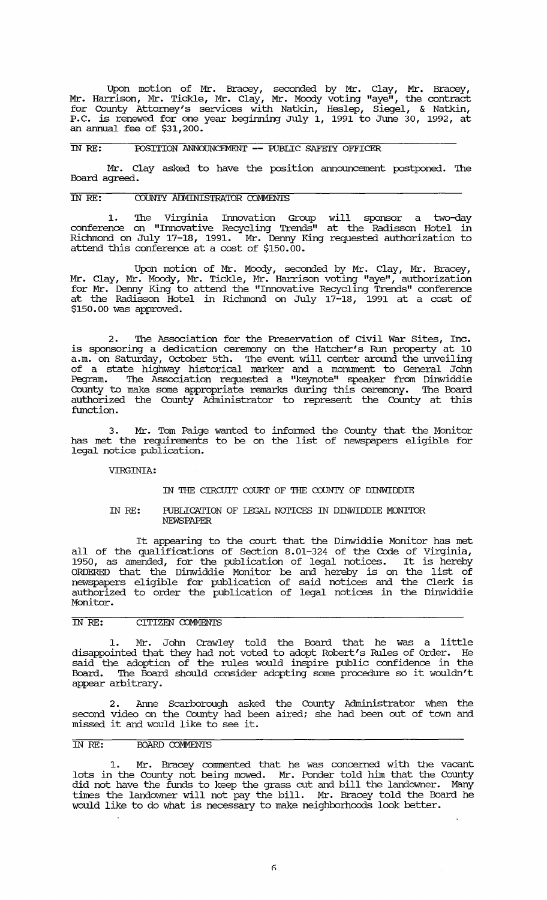Upon motion of Mr. Bracey, seconded by Mr. Clay, Mr. Bracey, Mr. Harrison, Mr. Tickle, Mr. Clay, Mr. Moody voting "aye", the contract for County Attorney's services with Natkin, Heslep, Siegel, & Natkin, P.C. is renewed for one year beginning July 1, 1991 to June 30, 1992, at an annual fee of $31,200.

IN RE: POSITION ANNOUNCEMENT -- PUBLIC SAFETY OFFICER

Mr. Clay asked to have the position announcement postponed. The Board agreed.

IN RE: COUNTY ADMINISTRATOR COMMENTS

1. The Virginia Innovation Group will sponsor a two-day conference on "Innovative Recycling Trends" at the Radisson Hotel in Richmond on July 17-18, 1991. Mr. Denny King requested authorization to attend this conference at a cost of $150.00.

Upon motion of Mr. Moody, seconded by Mr. Clay, Mr. Bracey, Mr. Clay, Mr. Moody, Mr. Tickle, Mr. Harrison voting "aye", authorization for Mr. Denny King to attend the "Innovative Recycling Trends" conference at the Radisson Hotel in Richmond on July 17-18, 1991 at a cost of $150.00 was approved.

2. The Association for the Preservation of Civil War Sites, Inc. is sponsoring a dedication ceremony on the Hatcher's Run property at 10 a.m. on Saturday, October 5th. The event will center around the unveiling of a state highway historical marker and a monument to General John Pegram. The Association requested a "keynote" speaker from Dinwiddie County to make some appropriate remarks during this ceremony. The Board authorized the County Administrator to represent the County at this function.

3. Mr. Tom Paige wanted to informed the County that the Monitor has met the requirements to be on the list of newspapers eligible for legal notice publication.

VIRGINIA:

IN THE CIRCUIT COURT OF THE COUNTY OF DINWIDDIE

IN RE: PUBLICATION OF LEGAL NOTICES IN DINWIDDIE MONITOR NEWSPAPER

It appearing to the court that the Dinwiddie Monitor has met all of the qualifications of Section 8.01-324 of the Code of Virginia, 1950, as amended, for the publication of legal notices. It is hereby ORDERED that the Dinwiddie Monitor be and hereby is on the list of newspapers eligible for publication of said notices and the Clerk is authorized to order the publication of legal notices in the Dinwiddie Monitor.

IN RE: CITIZEN COMMENTS

1. Mr. John Crawley told the Board that he was a little disappointed that they had not voted to adopt Robert's Rules of Order. He said the adoption of the rules would inspire public confidence in the Board. The Board should consider adopting some procedure so it wouldn't appear arbitrary.

2. Anne Scarborough asked the County Administrator when the second video on the County had been aired; she had been out of town and missed it and would like to see it.

IN RE: BOARD COMMENTS

1. Mr. Bracey commented that he was concerned with the vacant lots in the County not being mowed. Mr. Ponder told him that the County did not have the funds to keep the grass cut and bill the landowner. Many times the landowner will not pay the bill. Mr. Bracey told the Board he would like to do what is necessary to make neighborhoods look better.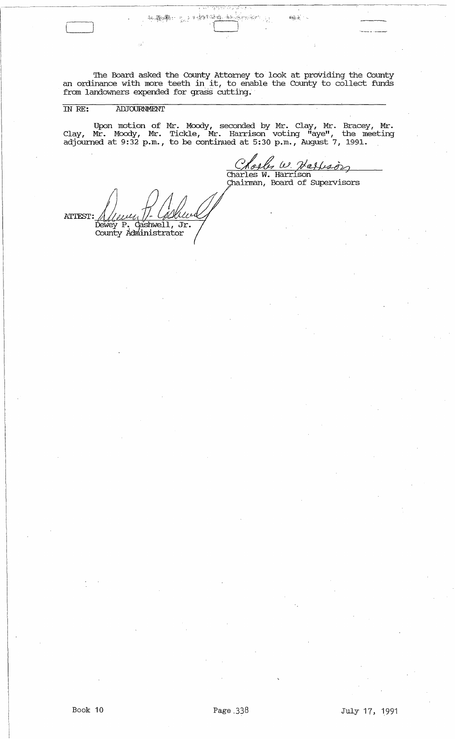The Board asked the County Attorney to look at providing the County an ordinance with more teeth in it, to enable the County to collect funds from landowners expended for grass cutting.

IN RE: ADJOURNMENT

Upon motion of Mr. Moody, seconded by Mr. Clay, Mr. Bracey, Mr. Clay, Mr. Moody, Mr. Tickle, Mr. Harrison voting "aye", the meeting adjourned at 9:32 p.m., to be continued at 5:30 p.m., August 7, 1991.

Charles W. Harrison
Chairman, Board of Supervisors

ATTEST:

Dewey P. Cashwell, Jr.
County Administrator

Book 10 Page 338 July 17, 1991